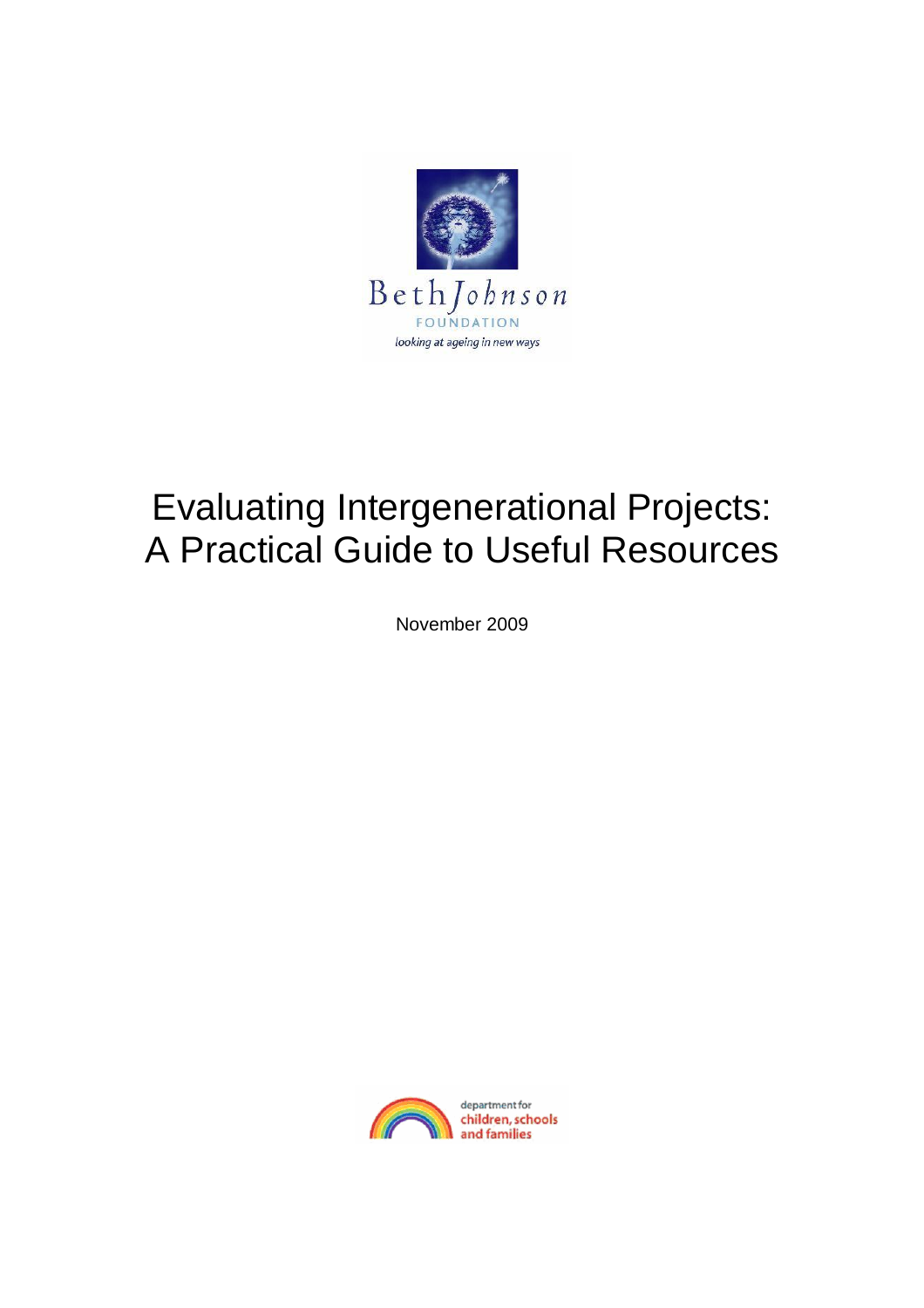Beth Johnson

FOUNDATION

*looking at ageing in new ways*

# Evaluating Intergenerational Projects: A Practical Guide to Useful Resources

November 2009

department for children, schools and families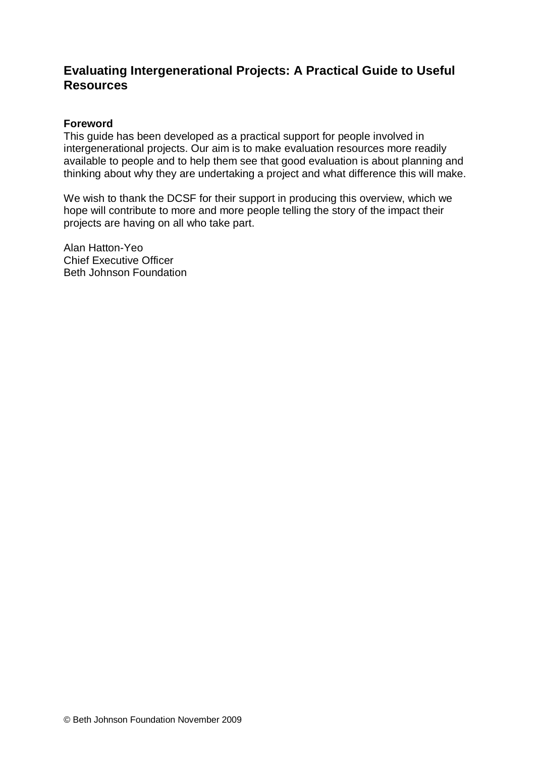## Evaluating Intergenerational Projects: A Practical Guide to Useful Resources

**Foreword**

This guide has been developed as a practical support for people involved in intergenerational projects. Our aim is to make evaluation resources more readily available to people and to help them see that good evaluation is about planning and thinking about why they are undertaking a project and what difference this will make.

We wish to thank the DCSF for their support in producing this overview, which we hope will contribute to more and more people telling the story of the impact their projects are having on all who take part.

Alan Hatton-Yeo
Chief Executive Officer
Beth Johnson Foundation

© Beth Johnson Foundation November 2009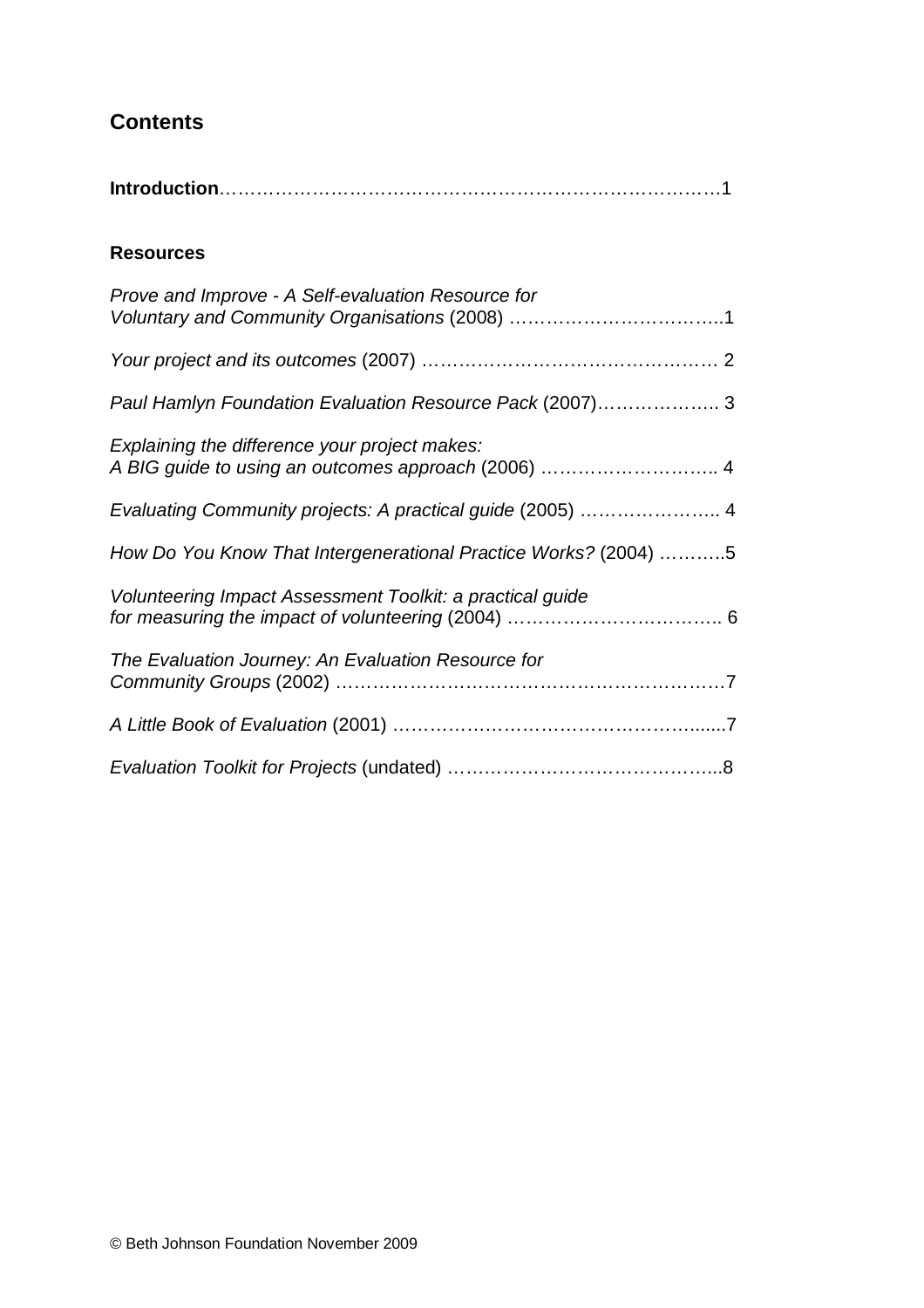## Contents

**Introduction**…………………………………………………………………………1

### Resources

*Prove and Improve - A Self-evaluation Resource for Voluntary and Community Organisations* (2008) ……………………………..1

*Your project and its outcomes* (2007) ………………………………………… 2

*Paul Hamlyn Foundation Evaluation Resource Pack* (2007)……………….. 3

*Explaining the difference your project makes: A BIG guide to using an outcomes approach* (2006) ……………………….. 4

*Evaluating Community projects: A practical guide* (2005) ………………….. 4

*How Do You Know That Intergenerational Practice Works?* (2004) ………..5

*Volunteering Impact Assessment Toolkit: a practical guide for measuring the impact of volunteering* (2004) …………………………….. 6

*The Evaluation Journey: An Evaluation Resource for Community Groups* (2002) ………………………………………………………7

*A Little Book of Evaluation* (2001) …………………………………………......7

*Evaluation Toolkit for Projects* (undated) ……………………………………..8

© Beth Johnson Foundation November 2009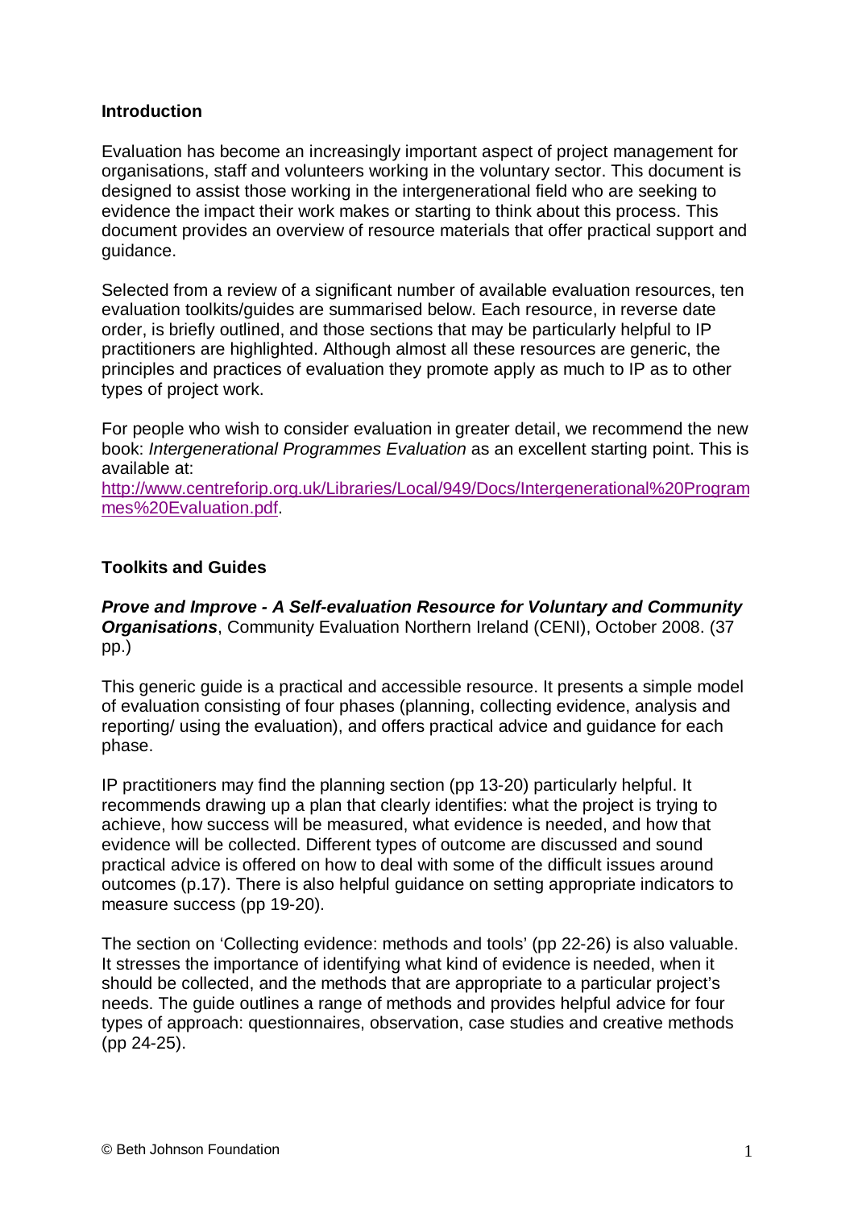## Introduction

Evaluation has become an increasingly important aspect of project management for organisations, staff and volunteers working in the voluntary sector. This document is designed to assist those working in the intergenerational field who are seeking to evidence the impact their work makes or starting to think about this process. This document provides an overview of resource materials that offer practical support and guidance.

Selected from a review of a significant number of available evaluation resources, ten evaluation toolkits/guides are summarised below. Each resource, in reverse date order, is briefly outlined, and those sections that may be particularly helpful to IP practitioners are highlighted. Although almost all these resources are generic, the principles and practices of evaluation they promote apply as much to IP as to other types of project work.

For people who wish to consider evaluation in greater detail, we recommend the new book: *Intergenerational Programmes Evaluation* as an excellent starting point. This is available at: [http://www.centreforip.org.uk/Libraries/Local/949/Docs/Intergenerational%20Programmes%20Evaluation.pdf](http://www.centreforip.org.uk/Libraries/Local/949/Docs/Intergenerational%20Programmes%20Evaluation.pdf).

## Toolkits and Guides

***Prove and Improve - A Self-evaluation Resource for Voluntary and Community Organisations***, Community Evaluation Northern Ireland (CENI), October 2008. (37 pp.)

This generic guide is a practical and accessible resource. It presents a simple model of evaluation consisting of four phases (planning, collecting evidence, analysis and reporting/ using the evaluation), and offers practical advice and guidance for each phase.

IP practitioners may find the planning section (pp 13-20) particularly helpful. It recommends drawing up a plan that clearly identifies: what the project is trying to achieve, how success will be measured, what evidence is needed, and how that evidence will be collected. Different types of outcome are discussed and sound practical advice is offered on how to deal with some of the difficult issues around outcomes (p.17). There is also helpful guidance on setting appropriate indicators to measure success (pp 19-20).

The section on 'Collecting evidence: methods and tools' (pp 22-26) is also valuable. It stresses the importance of identifying what kind of evidence is needed, when it should be collected, and the methods that are appropriate to a particular project's needs. The guide outlines a range of methods and provides helpful advice for four types of approach: questionnaires, observation, case studies and creative methods (pp 24-25).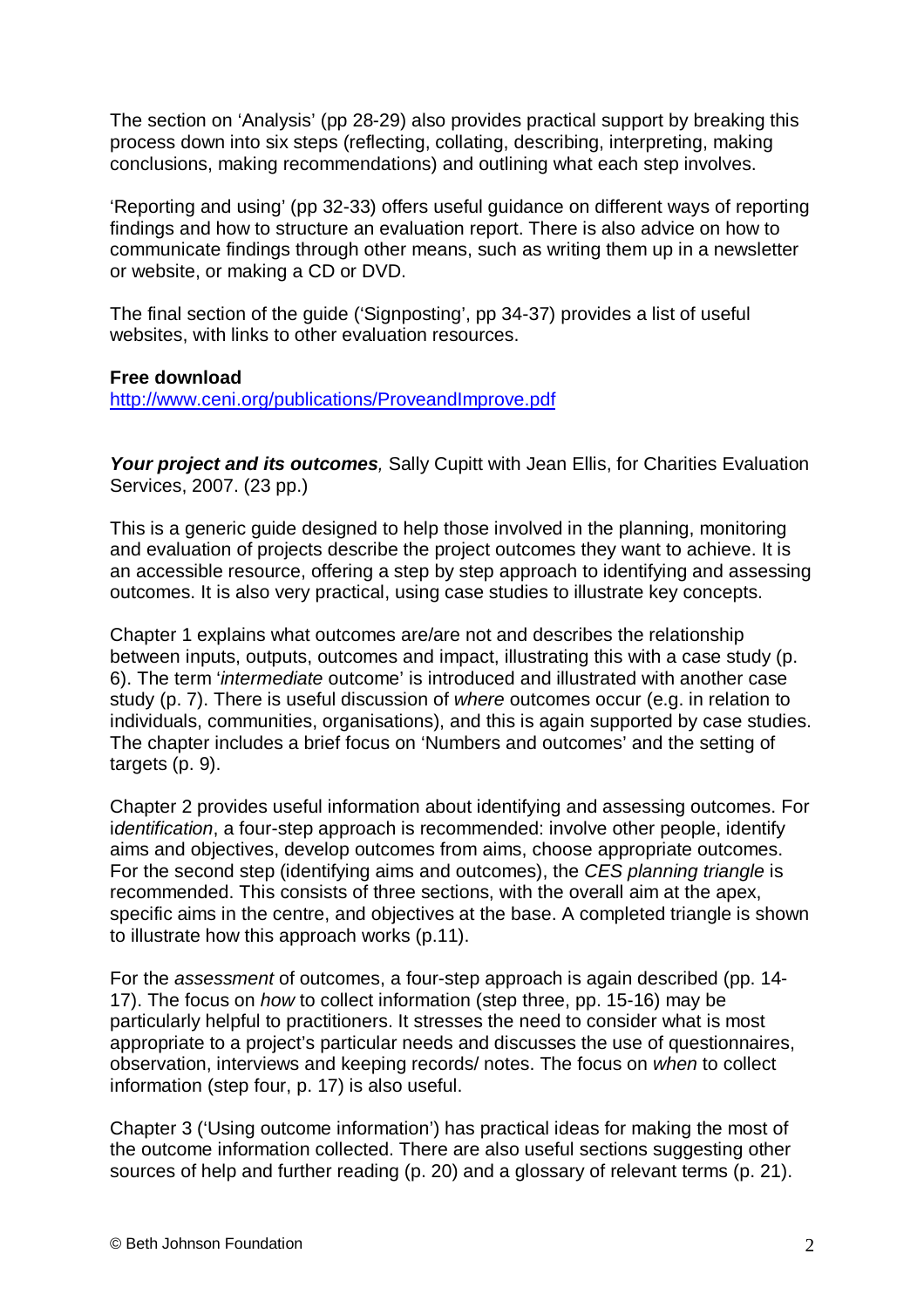The section on 'Analysis' (pp 28-29) also provides practical support by breaking this process down into six steps (reflecting, collating, describing, interpreting, making conclusions, making recommendations) and outlining what each step involves.

'Reporting and using' (pp 32-33) offers useful guidance on different ways of reporting findings and how to structure an evaluation report. There is also advice on how to communicate findings through other means, such as writing them up in a newsletter or website, or making a CD or DVD.

The final section of the guide ('Signposting', pp 34-37) provides a list of useful websites, with links to other evaluation resources.

**Free download**
http://www.ceni.org/publications/ProveandImprove.pdf

***Your project and its outcomes**,* Sally Cupitt with Jean Ellis, for Charities Evaluation Services, 2007. (23 pp.)

This is a generic guide designed to help those involved in the planning, monitoring and evaluation of projects describe the project outcomes they want to achieve. It is an accessible resource, offering a step by step approach to identifying and assessing outcomes. It is also very practical, using case studies to illustrate key concepts.

Chapter 1 explains what outcomes are/are not and describes the relationship between inputs, outputs, outcomes and impact, illustrating this with a case study (p. 6). The term '*intermediate* outcome' is introduced and illustrated with another case study (p. 7). There is useful discussion of *where* outcomes occur (e.g. in relation to individuals, communities, organisations), and this is again supported by case studies. The chapter includes a brief focus on 'Numbers and outcomes' and the setting of targets (p. 9).

Chapter 2 provides useful information about identifying and assessing outcomes. For i*dentification*, a four-step approach is recommended: involve other people, identify aims and objectives, develop outcomes from aims, choose appropriate outcomes. For the second step (identifying aims and outcomes), the *CES planning triangle* is recommended. This consists of three sections, with the overall aim at the apex, specific aims in the centre, and objectives at the base. A completed triangle is shown to illustrate how this approach works (p.11).

For the *assessment* of outcomes, a four-step approach is again described (pp. 14-17). The focus on *how* to collect information (step three, pp. 15-16) may be particularly helpful to practitioners. It stresses the need to consider what is most appropriate to a project's particular needs and discusses the use of questionnaires, observation, interviews and keeping records/ notes. The focus on *when* to collect information (step four, p. 17) is also useful.

Chapter 3 ('Using outcome information') has practical ideas for making the most of the outcome information collected. There are also useful sections suggesting other sources of help and further reading (p. 20) and a glossary of relevant terms (p. 21).

© Beth Johnson Foundation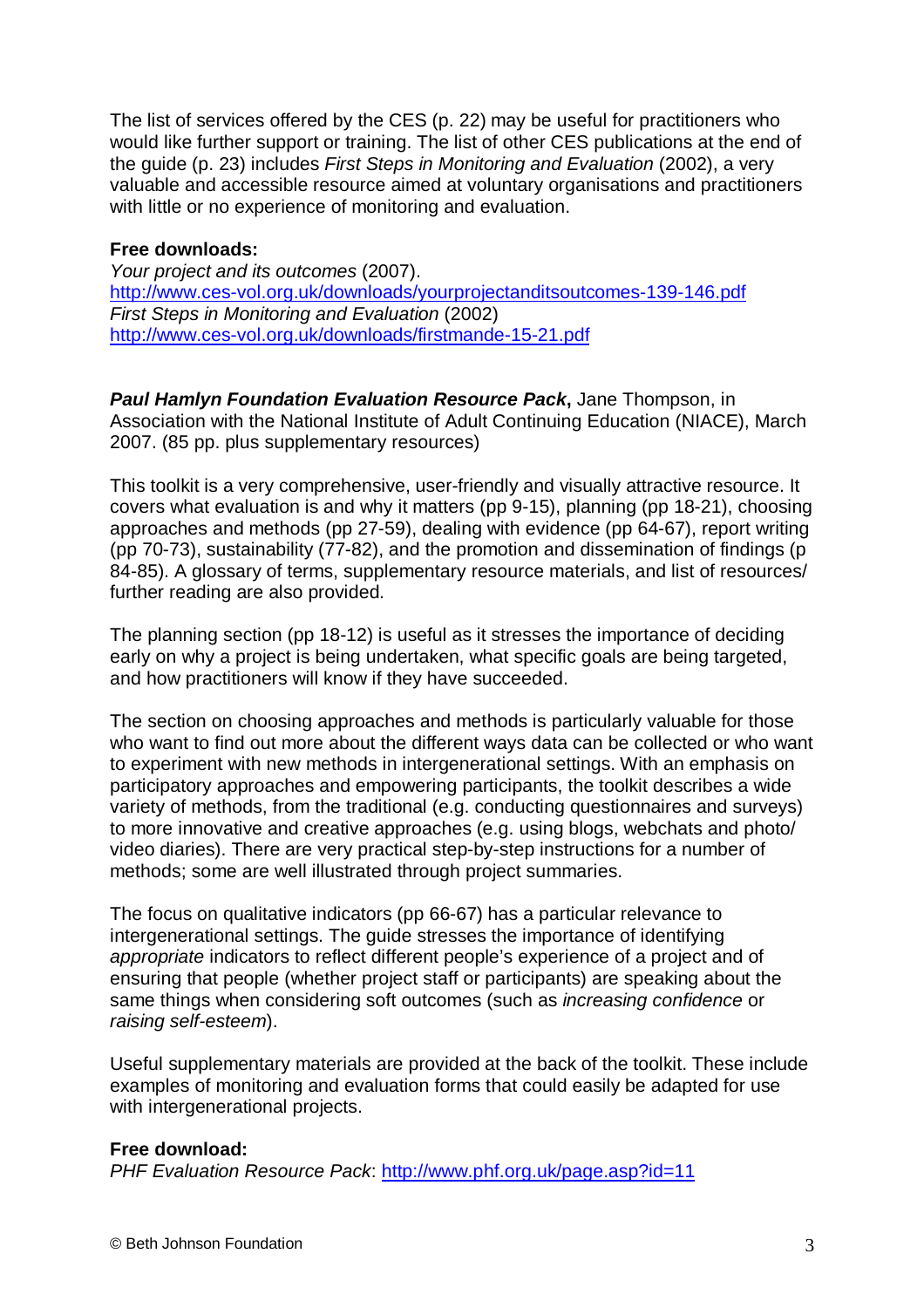The list of services offered by the CES (p. 22) may be useful for practitioners who would like further support or training. The list of other CES publications at the end of the guide (p. 23) includes *First Steps in Monitoring and Evaluation* (2002), a very valuable and accessible resource aimed at voluntary organisations and practitioners with little or no experience of monitoring and evaluation.

**Free downloads:**
*Your project and its outcomes* (2007).
http://www.ces-vol.org.uk/downloads/yourprojectanditsoutcomes-139-146.pdf
*First Steps in Monitoring and Evaluation* (2002)
http://www.ces-vol.org.uk/downloads/firstmande-15-21.pdf

***Paul Hamlyn Foundation Evaluation Resource Pack***, Jane Thompson, in Association with the National Institute of Adult Continuing Education (NIACE), March 2007. (85 pp. plus supplementary resources)

This toolkit is a very comprehensive, user-friendly and visually attractive resource. It covers what evaluation is and why it matters (pp 9-15), planning (pp 18-21), choosing approaches and methods (pp 27-59), dealing with evidence (pp 64-67), report writing (pp 70-73), sustainability (77-82), and the promotion and dissemination of findings (p 84-85). A glossary of terms, supplementary resource materials, and list of resources/ further reading are also provided.

The planning section (pp 18-12) is useful as it stresses the importance of deciding early on why a project is being undertaken, what specific goals are being targeted, and how practitioners will know if they have succeeded.

The section on choosing approaches and methods is particularly valuable for those who want to find out more about the different ways data can be collected or who want to experiment with new methods in intergenerational settings. With an emphasis on participatory approaches and empowering participants, the toolkit describes a wide variety of methods, from the traditional (e.g. conducting questionnaires and surveys) to more innovative and creative approaches (e.g. using blogs, webchats and photo/ video diaries). There are very practical step-by-step instructions for a number of methods; some are well illustrated through project summaries.

The focus on qualitative indicators (pp 66-67) has a particular relevance to intergenerational settings. The guide stresses the importance of identifying *appropriate* indicators to reflect different people's experience of a project and of ensuring that people (whether project staff or participants) are speaking about the same things when considering soft outcomes (such as *increasing confidence* or *raising self-esteem*).

Useful supplementary materials are provided at the back of the toolkit. These include examples of monitoring and evaluation forms that could easily be adapted for use with intergenerational projects.

**Free download:**
*PHF Evaluation Resource Pack*: http://www.phf.org.uk/page.asp?id=11

© Beth Johnson Foundation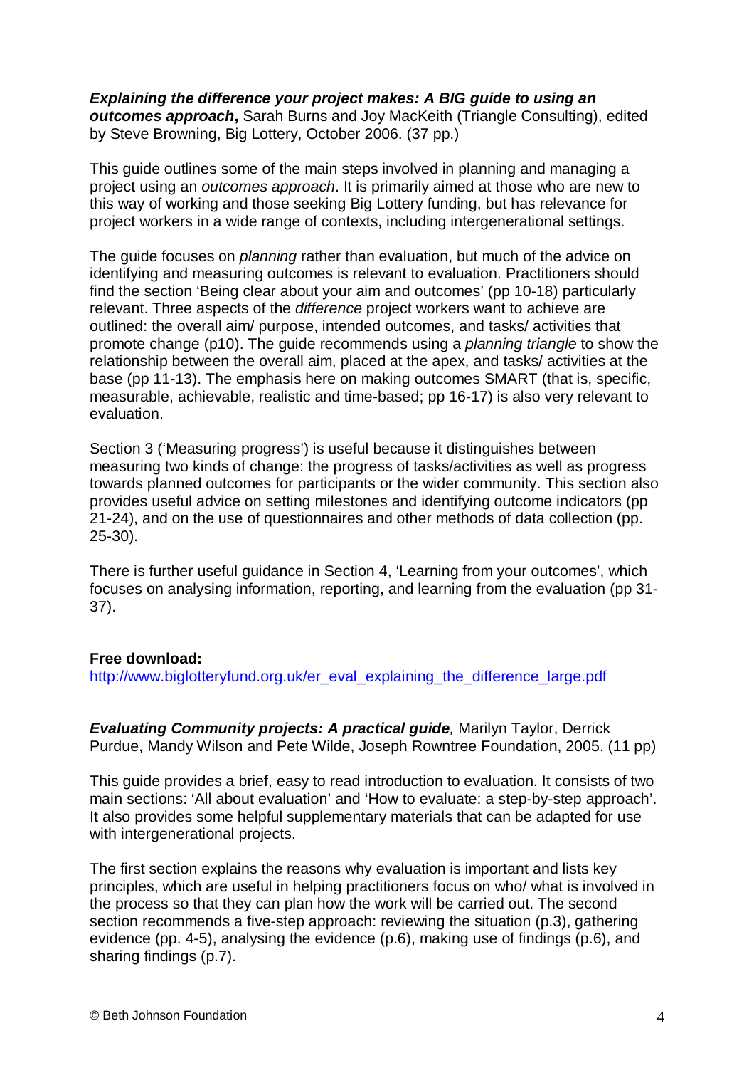***Explaining the difference your project makes: A BIG guide to using an outcomes approach*****,** Sarah Burns and Joy MacKeith (Triangle Consulting), edited by Steve Browning, Big Lottery, October 2006. (37 pp.)

This guide outlines some of the main steps involved in planning and managing a project using an *outcomes approach*. It is primarily aimed at those who are new to this way of working and those seeking Big Lottery funding, but has relevance for project workers in a wide range of contexts, including intergenerational settings.

The guide focuses on *planning* rather than evaluation, but much of the advice on identifying and measuring outcomes is relevant to evaluation. Practitioners should find the section 'Being clear about your aim and outcomes' (pp 10-18) particularly relevant. Three aspects of the *difference* project workers want to achieve are outlined: the overall aim/ purpose, intended outcomes, and tasks/ activities that promote change (p10). The guide recommends using a *planning triangle* to show the relationship between the overall aim, placed at the apex, and tasks/ activities at the base (pp 11-13). The emphasis here on making outcomes SMART (that is, specific, measurable, achievable, realistic and time-based; pp 16-17) is also very relevant to evaluation.

Section 3 ('Measuring progress') is useful because it distinguishes between measuring two kinds of change: the progress of tasks/activities as well as progress towards planned outcomes for participants or the wider community. This section also provides useful advice on setting milestones and identifying outcome indicators (pp 21-24), and on the use of questionnaires and other methods of data collection (pp. 25-30).

There is further useful guidance in Section 4, 'Learning from your outcomes', which focuses on analysing information, reporting, and learning from the evaluation (pp 31-37).

**Free download:**
http://www.biglotteryfund.org.uk/er_eval_explaining_the_difference_large.pdf

***Evaluating Community projects: A practical guide****,* Marilyn Taylor, Derrick Purdue, Mandy Wilson and Pete Wilde, Joseph Rowntree Foundation, 2005. (11 pp)

This guide provides a brief, easy to read introduction to evaluation. It consists of two main sections: 'All about evaluation' and 'How to evaluate: a step-by-step approach'. It also provides some helpful supplementary materials that can be adapted for use with intergenerational projects.

The first section explains the reasons why evaluation is important and lists key principles, which are useful in helping practitioners focus on who/ what is involved in the process so that they can plan how the work will be carried out. The second section recommends a five-step approach: reviewing the situation (p.3), gathering evidence (pp. 4-5), analysing the evidence (p.6), making use of findings (p.6), and sharing findings (p.7).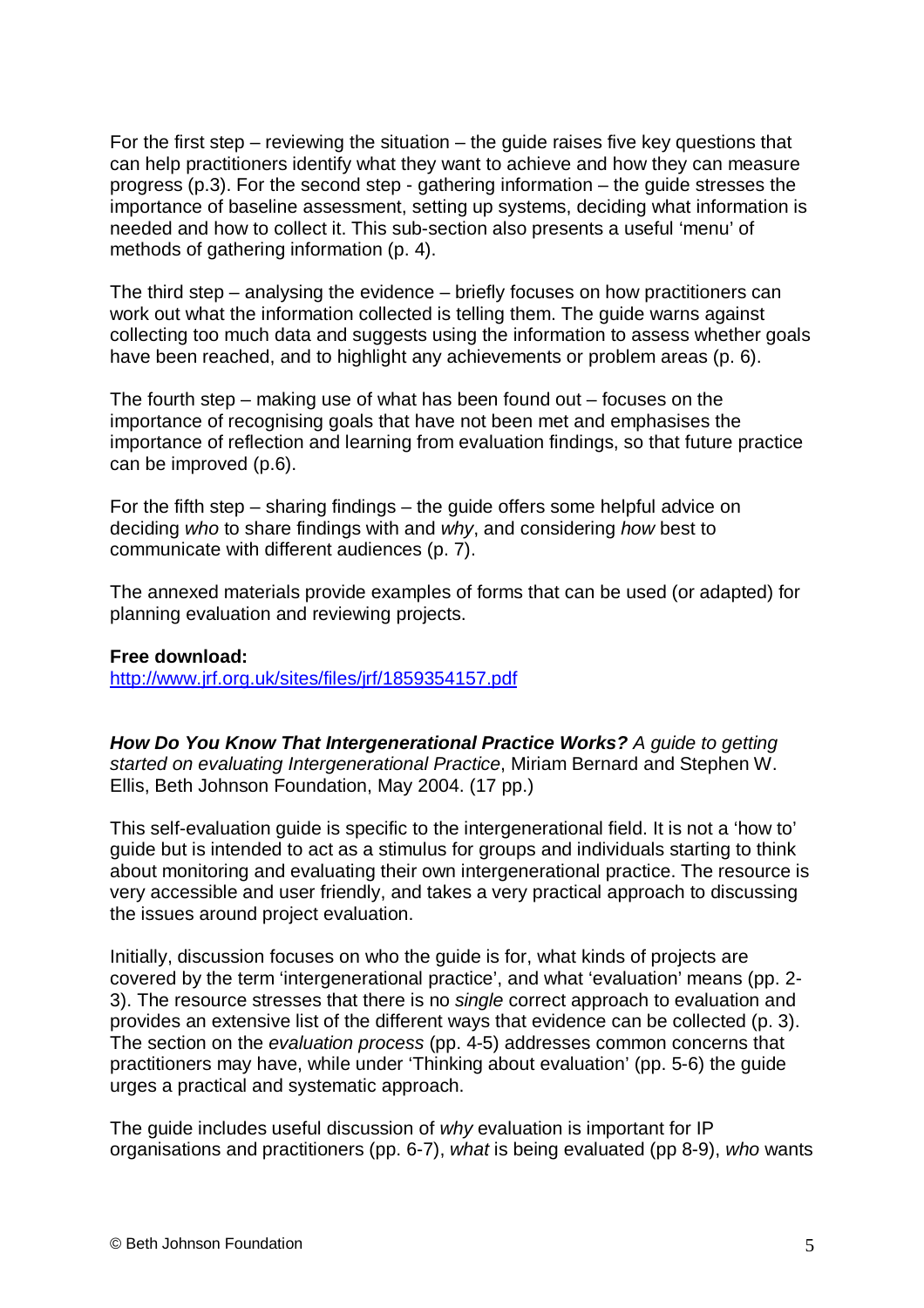For the first step – reviewing the situation – the guide raises five key questions that can help practitioners identify what they want to achieve and how they can measure progress (p.3). For the second step - gathering information – the guide stresses the importance of baseline assessment, setting up systems, deciding what information is needed and how to collect it. This sub-section also presents a useful 'menu' of methods of gathering information (p. 4).

The third step – analysing the evidence – briefly focuses on how practitioners can work out what the information collected is telling them. The guide warns against collecting too much data and suggests using the information to assess whether goals have been reached, and to highlight any achievements or problem areas (p. 6).

The fourth step – making use of what has been found out – focuses on the importance of recognising goals that have not been met and emphasises the importance of reflection and learning from evaluation findings, so that future practice can be improved (p.6).

For the fifth step – sharing findings – the guide offers some helpful advice on deciding *who* to share findings with and *why*, and considering *how* best to communicate with different audiences (p. 7).

The annexed materials provide examples of forms that can be used (or adapted) for planning evaluation and reviewing projects.

**Free download:**
http://www.jrf.org.uk/sites/files/jrf/1859354157.pdf

***How Do You Know That Intergenerational Practice Works?*** *A guide to getting started on evaluating Intergenerational Practice*, Miriam Bernard and Stephen W. Ellis, Beth Johnson Foundation, May 2004. (17 pp.)

This self-evaluation guide is specific to the intergenerational field. It is not a 'how to' guide but is intended to act as a stimulus for groups and individuals starting to think about monitoring and evaluating their own intergenerational practice. The resource is very accessible and user friendly, and takes a very practical approach to discussing the issues around project evaluation.

Initially, discussion focuses on who the guide is for, what kinds of projects are covered by the term 'intergenerational practice', and what 'evaluation' means (pp. 2-3). The resource stresses that there is no *single* correct approach to evaluation and provides an extensive list of the different ways that evidence can be collected (p. 3). The section on the *evaluation process* (pp. 4-5) addresses common concerns that practitioners may have, while under 'Thinking about evaluation' (pp. 5-6) the guide urges a practical and systematic approach.

The guide includes useful discussion of *why* evaluation is important for IP organisations and practitioners (pp. 6-7), *what* is being evaluated (pp 8-9), *who* wants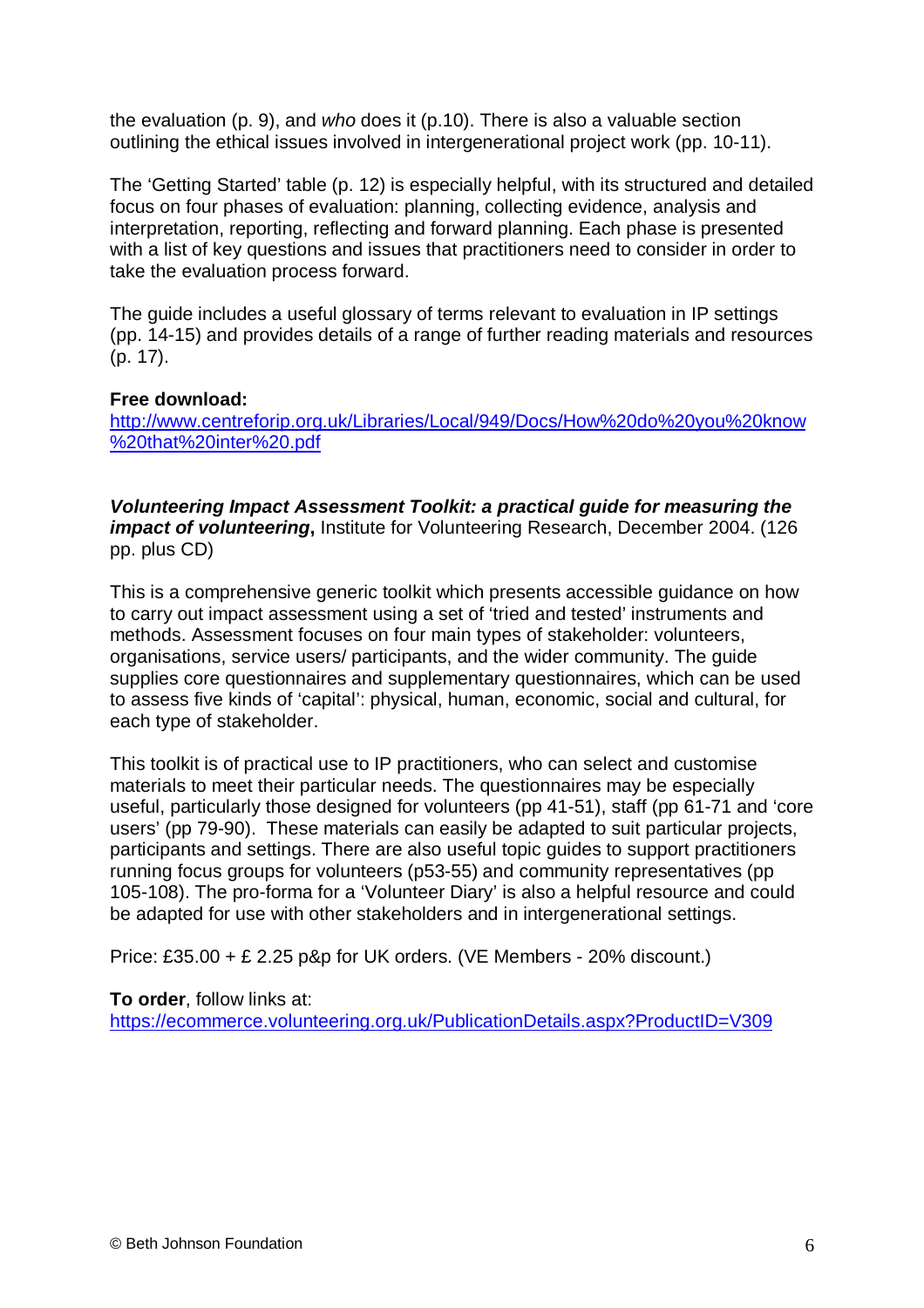the evaluation (p. 9), and *who* does it (p.10). There is also a valuable section outlining the ethical issues involved in intergenerational project work (pp. 10-11).

The 'Getting Started' table (p. 12) is especially helpful, with its structured and detailed focus on four phases of evaluation: planning, collecting evidence, analysis and interpretation, reporting, reflecting and forward planning. Each phase is presented with a list of key questions and issues that practitioners need to consider in order to take the evaluation process forward.

The guide includes a useful glossary of terms relevant to evaluation in IP settings (pp. 14-15) and provides details of a range of further reading materials and resources (p. 17).

**Free download:**
http://www.centreforip.org.uk/Libraries/Local/949/Docs/How%20do%20you%20know%20that%20inter%20.pdf

***Volunteering Impact Assessment Toolkit: a practical guide for measuring the impact of volunteering*****,** Institute for Volunteering Research, December 2004. (126 pp. plus CD)

This is a comprehensive generic toolkit which presents accessible guidance on how to carry out impact assessment using a set of 'tried and tested' instruments and methods. Assessment focuses on four main types of stakeholder: volunteers, organisations, service users/ participants, and the wider community. The guide supplies core questionnaires and supplementary questionnaires, which can be used to assess five kinds of 'capital': physical, human, economic, social and cultural, for each type of stakeholder.

This toolkit is of practical use to IP practitioners, who can select and customise materials to meet their particular needs. The questionnaires may be especially useful, particularly those designed for volunteers (pp 41-51), staff (pp 61-71 and 'core users' (pp 79-90). These materials can easily be adapted to suit particular projects, participants and settings. There are also useful topic guides to support practitioners running focus groups for volunteers (p53-55) and community representatives (pp 105-108). The pro-forma for a 'Volunteer Diary' is also a helpful resource and could be adapted for use with other stakeholders and in intergenerational settings.

Price: £35.00 + £ 2.25 p&p for UK orders. (VE Members - 20% discount.)

**To order**, follow links at:
https://ecommerce.volunteering.org.uk/PublicationDetails.aspx?ProductID=V309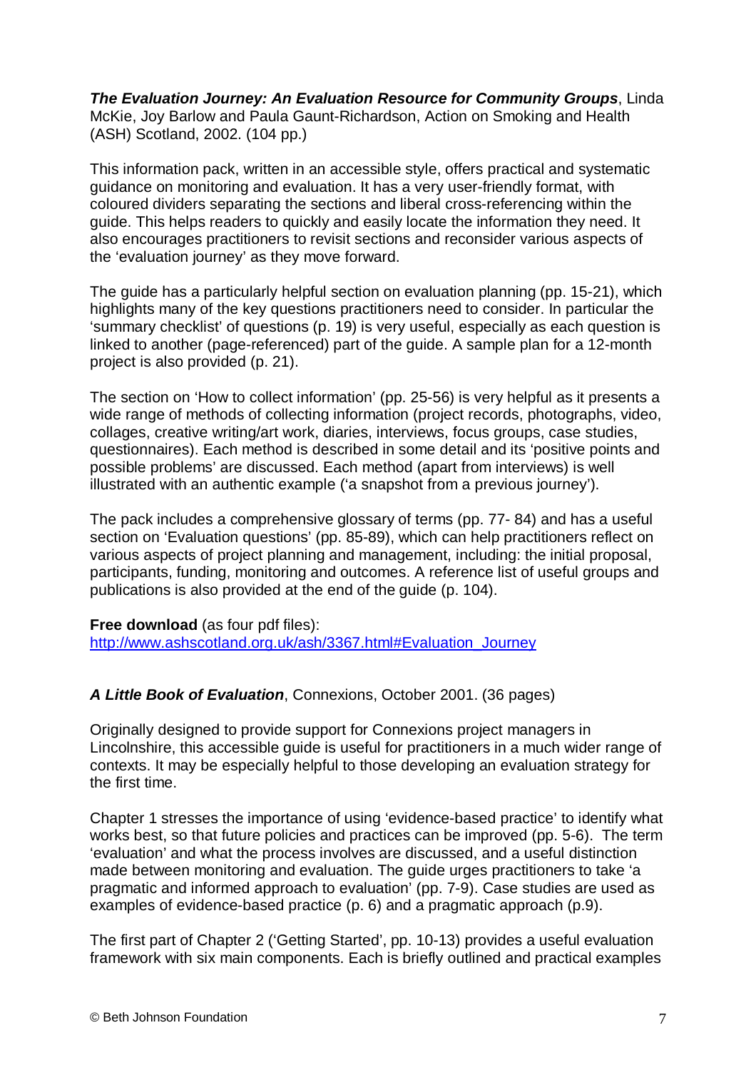***The Evaluation Journey: An Evaluation Resource for Community Groups***, Linda McKie, Joy Barlow and Paula Gaunt-Richardson, Action on Smoking and Health (ASH) Scotland, 2002. (104 pp.)

This information pack, written in an accessible style, offers practical and systematic guidance on monitoring and evaluation. It has a very user-friendly format, with coloured dividers separating the sections and liberal cross-referencing within the guide. This helps readers to quickly and easily locate the information they need. It also encourages practitioners to revisit sections and reconsider various aspects of the 'evaluation journey' as they move forward.

The guide has a particularly helpful section on evaluation planning (pp. 15-21), which highlights many of the key questions practitioners need to consider. In particular the 'summary checklist' of questions (p. 19) is very useful, especially as each question is linked to another (page-referenced) part of the guide. A sample plan for a 12-month project is also provided (p. 21).

The section on 'How to collect information' (pp. 25-56) is very helpful as it presents a wide range of methods of collecting information (project records, photographs, video, collages, creative writing/art work, diaries, interviews, focus groups, case studies, questionnaires). Each method is described in some detail and its 'positive points and possible problems' are discussed. Each method (apart from interviews) is well illustrated with an authentic example ('a snapshot from a previous journey').

The pack includes a comprehensive glossary of terms (pp. 77- 84) and has a useful section on 'Evaluation questions' (pp. 85-89), which can help practitioners reflect on various aspects of project planning and management, including: the initial proposal, participants, funding, monitoring and outcomes. A reference list of useful groups and publications is also provided at the end of the guide (p. 104).

**Free download** (as four pdf files):
http://www.ashscotland.org.uk/ash/3367.html#Evaluation_Journey

***A Little Book of Evaluation***, Connexions, October 2001. (36 pages)

Originally designed to provide support for Connexions project managers in Lincolnshire, this accessible guide is useful for practitioners in a much wider range of contexts. It may be especially helpful to those developing an evaluation strategy for the first time.

Chapter 1 stresses the importance of using 'evidence-based practice' to identify what works best, so that future policies and practices can be improved (pp. 5-6). The term 'evaluation' and what the process involves are discussed, and a useful distinction made between monitoring and evaluation. The guide urges practitioners to take 'a pragmatic and informed approach to evaluation' (pp. 7-9). Case studies are used as examples of evidence-based practice (p. 6) and a pragmatic approach (p.9).

The first part of Chapter 2 ('Getting Started', pp. 10-13) provides a useful evaluation framework with six main components. Each is briefly outlined and practical examples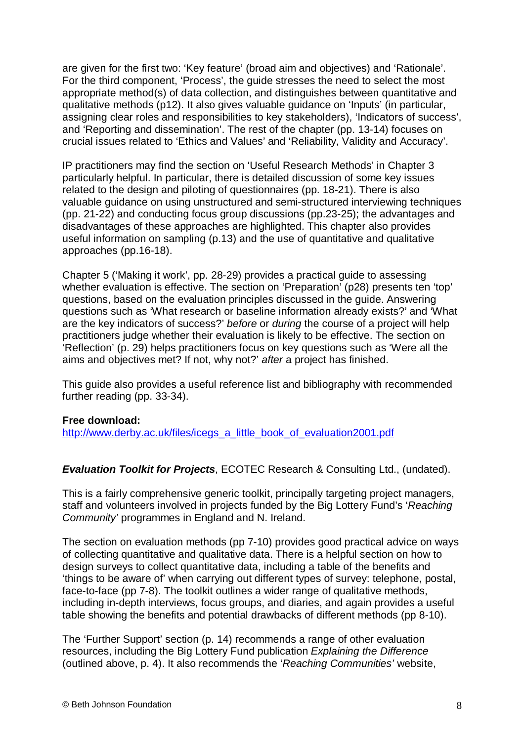are given for the first two: 'Key feature' (broad aim and objectives) and 'Rationale'. For the third component, 'Process', the guide stresses the need to select the most appropriate method(s) of data collection, and distinguishes between quantitative and qualitative methods (p12). It also gives valuable guidance on 'Inputs' (in particular, assigning clear roles and responsibilities to key stakeholders), 'Indicators of success', and 'Reporting and dissemination'. The rest of the chapter (pp. 13-14) focuses on crucial issues related to 'Ethics and Values' and 'Reliability, Validity and Accuracy'.

IP practitioners may find the section on 'Useful Research Methods' in Chapter 3 particularly helpful. In particular, there is detailed discussion of some key issues related to the design and piloting of questionnaires (pp. 18-21). There is also valuable guidance on using unstructured and semi-structured interviewing techniques (pp. 21-22) and conducting focus group discussions (pp.23-25); the advantages and disadvantages of these approaches are highlighted. This chapter also provides useful information on sampling (p.13) and the use of quantitative and qualitative approaches (pp.16-18).

Chapter 5 ('Making it work', pp. 28-29) provides a practical guide to assessing whether evaluation is effective. The section on 'Preparation' (p28) presents ten 'top' questions, based on the evaluation principles discussed in the guide. Answering questions such as 'What research or baseline information already exists?' and 'What are the key indicators of success?' *before* or *during* the course of a project will help practitioners judge whether their evaluation is likely to be effective. The section on 'Reflection' (p. 29) helps practitioners focus on key questions such as 'Were all the aims and objectives met? If not, why not?' *after* a project has finished.

This guide also provides a useful reference list and bibliography with recommended further reading (pp. 33-34).

**Free download:**
[http://www.derby.ac.uk/files/icegs_a_little_book_of_evaluation2001.pdf](http://www.derby.ac.uk/files/icegs_a_little_book_of_evaluation2001.pdf)

***Evaluation Toolkit for Projects***, ECOTEC Research & Consulting Ltd., (undated).

This is a fairly comprehensive generic toolkit, principally targeting project managers, staff and volunteers involved in projects funded by the Big Lottery Fund's '*Reaching Community'* programmes in England and N. Ireland.

The section on evaluation methods (pp 7-10) provides good practical advice on ways of collecting quantitative and qualitative data. There is a helpful section on how to design surveys to collect quantitative data, including a table of the benefits and 'things to be aware of' when carrying out different types of survey: telephone, postal, face-to-face (pp 7-8). The toolkit outlines a wider range of qualitative methods, including in-depth interviews, focus groups, and diaries, and again provides a useful table showing the benefits and potential drawbacks of different methods (pp 8-10).

The 'Further Support' section (p. 14) recommends a range of other evaluation resources, including the Big Lottery Fund publication *Explaining the Difference* (outlined above, p. 4). It also recommends the '*Reaching Communities'* website,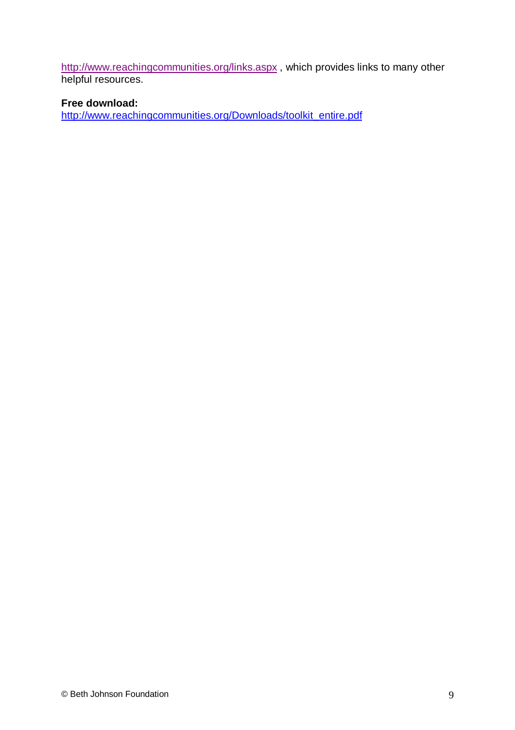http://www.reachingcommunities.org/links.aspx , which provides links to many other helpful resources.

**Free download:**
http://www.reachingcommunities.org/Downloads/toolkit_entire.pdf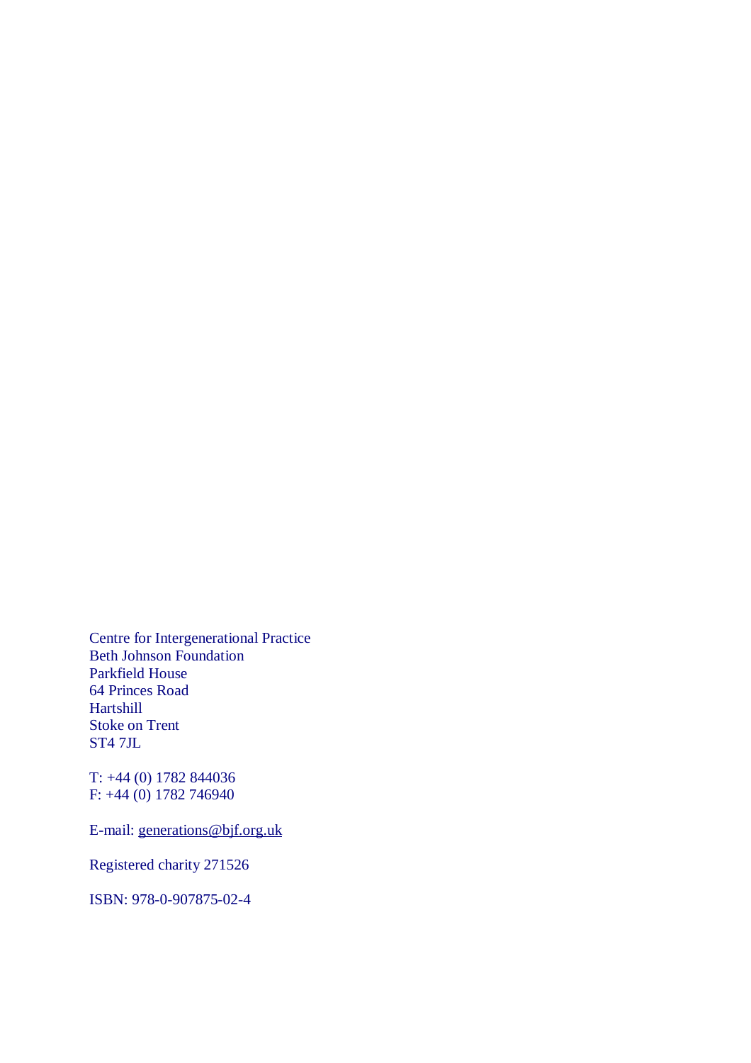Centre for Intergenerational Practice
Beth Johnson Foundation
Parkfield House
64 Princes Road
Hartshill
Stoke on Trent
ST4 7JL

T: +44 (0) 1782 844036
F: +44 (0) 1782 746940

E-mail: generations@bjf.org.uk

Registered charity 271526

ISBN: 978-0-907875-02-4